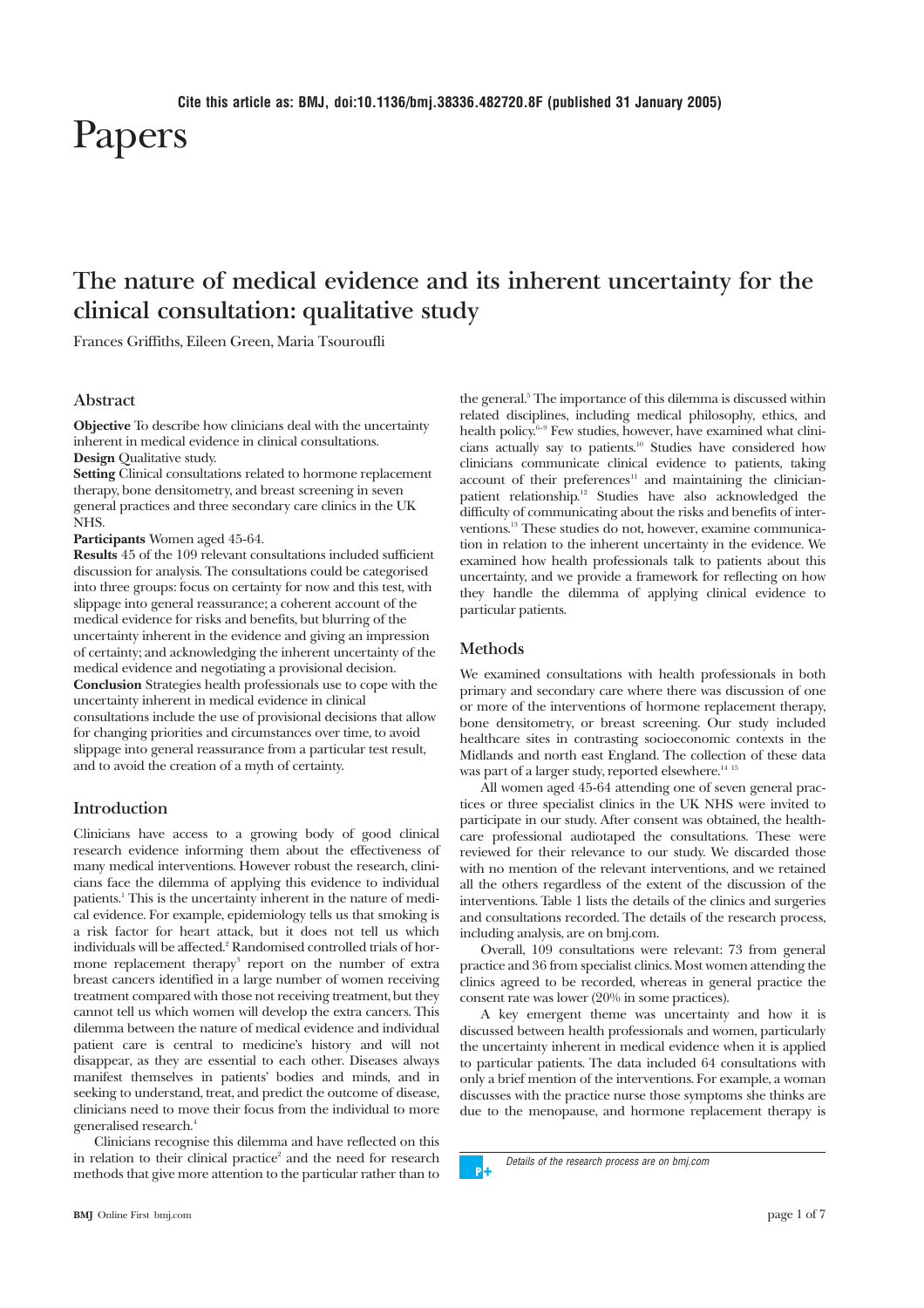Cite this article as: BMJ, doi:10.1136/bmj.38336.482720.8F (published 31 January 2005)

# Papers

## The nature of medical evidence and its inherent uncertainty for the clinical consultation: qualitative study

Frances Griffiths, Eileen Green, Maria Tsouroufli

### Abstract

**Objective** To describe how clinicians deal with the uncertainty inherent in medical evidence in clinical consultations.

**Design** Qualitative study.

**Setting** Clinical consultations related to hormone replacement therapy, bone densitometry, and breast screening in seven general practices and three secondary care clinics in the UK NHS.

**Participants** Women aged 45-64.

**Results** 45 of the 109 relevant consultations included sufficient discussion for analysis. The consultations could be categorised into three groups: focus on certainty for now and this test, with slippage into general reassurance; a coherent account of the medical evidence for risks and benefits, but blurring of the uncertainty inherent in the evidence and giving an impression of certainty; and acknowledging the inherent uncertainty of the medical evidence and negotiating a provisional decision.

**Conclusion** Strategies health professionals use to cope with the uncertainty inherent in medical evidence in clinical consultations include the use of provisional decisions that allow for changing priorities and circumstances over time, to avoid slippage into general reassurance from a particular test result, and to avoid the creation of a myth of certainty.

### Introduction

Clinicians have access to a growing body of good clinical research evidence informing them about the effectiveness of many medical interventions. However robust the research, clinicians face the dilemma of applying this evidence to individual patients.[1] This is the uncertainty inherent in the nature of medical evidence. For example, epidemiology tells us that smoking is a risk factor for heart attack, but it does not tell us which individuals will be affected.[2] Randomised controlled trials of hormone replacement therapy[3] report on the number of extra breast cancers identified in a large number of women receiving treatment compared with those not receiving treatment, but they cannot tell us which women will develop the extra cancers. This dilemma between the nature of medical evidence and individual patient care is central to medicine's history and will not disappear, as they are essential to each other. Diseases always manifest themselves in patients' bodies and minds, and in seeking to understand, treat, and predict the outcome of disease, clinicians need to move their focus from the individual to more generalised research.[4]

Clinicians recognise this dilemma and have reflected on this in relation to their clinical practice[2] and the need for research methods that give more attention to the particular rather than to the general.[5] The importance of this dilemma is discussed within related disciplines, including medical philosophy, ethics, and health policy.[6-9] Few studies, however, have examined what clinicians actually say to patients.[10] Studies have considered how clinicians communicate clinical evidence to patients, taking account of their preferences[11] and maintaining the clinician-patient relationship.[12] Studies have also acknowledged the difficulty of communicating about the risks and benefits of interventions.[13] These studies do not, however, examine communication in relation to the inherent uncertainty in the evidence. We examined how health professionals talk to patients about this uncertainty, and we provide a framework for reflecting on how they handle the dilemma of applying clinical evidence to particular patients.

### Methods

We examined consultations with health professionals in both primary and secondary care where there was discussion of one or more of the interventions of hormone replacement therapy, bone densitometry, or breast screening. Our study included healthcare sites in contrasting socioeconomic contexts in the Midlands and north east England. The collection of these data was part of a larger study, reported elsewhere.[14 15]

All women aged 45-64 attending one of seven general practices or three specialist clinics in the UK NHS were invited to participate in our study. After consent was obtained, the healthcare professional audiotaped the consultations. These were reviewed for their relevance to our study. We discarded those with no mention of the relevant interventions, and we retained all the others regardless of the extent of the discussion of the interventions. Table 1 lists the details of the clinics and surgeries and consultations recorded. The details of the research process, including analysis, are on bmj.com.

Overall, 109 consultations were relevant: 73 from general practice and 36 from specialist clinics. Most women attending the clinics agreed to be recorded, whereas in general practice the consent rate was lower (20% in some practices).

A key emergent theme was uncertainty and how it is discussed between health professionals and women, particularly the uncertainty inherent in medical evidence when it is applied to particular patients. The data included 64 consultations with only a brief mention of the interventions. For example, a woman discusses with the practice nurse those symptoms she thinks are due to the menopause, and hormone replacement therapy is

*Details of the research process are on bmj.com*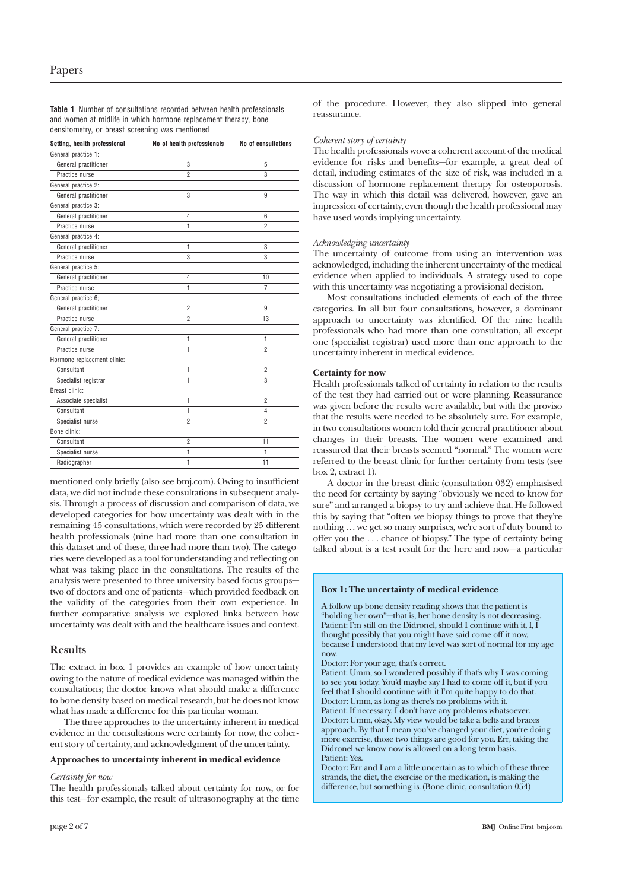**Table 1** Number of consultations recorded between health professionals and women at midlife in which hormone replacement therapy, bone densitometry, or breast screening was mentioned

| Setting, health professional | No of health professionals | No of consultations |
|---|---|---|
| General practice 1: | | |
| General practitioner | 3 | 5 |
| Practice nurse | 2 | 3 |
| General practice 2: | | |
| General practitioner | 3 | 9 |
| General practice 3: | | |
| General practitioner | 4 | 6 |
| Practice nurse | 1 | 2 |
| General practice 4: | | |
| General practitioner | 1 | 3 |
| Practice nurse | 3 | 3 |
| General practice 5: | | |
| General practitioner | 4 | 10 |
| Practice nurse | 1 | 7 |
| General practice 6; | | |
| General practitioner | 2 | 9 |
| Practice nurse | 2 | 13 |
| General practice 7: | | |
| General practitioner | 1 | 1 |
| Practice nurse | 1 | 2 |
| Hormone replacement clinic: | | |
| Consultant | 1 | 2 |
| Specialist registrar | 1 | 3 |
| Breast clinic: | | |
| Associate specialist | 1 | 2 |
| Consultant | 1 | 4 |
| Specialist nurse | 2 | 2 |
| Bone clinic: | | |
| Consultant | 2 | 11 |
| Specialist nurse | 1 | 1 |
| Radiographer | 1 | 11 |

mentioned only briefly (also see bmj.com). Owing to insufficient data, we did not include these consultations in subsequent analysis. Through a process of discussion and comparison of data, we developed categories for how uncertainty was dealt with in the remaining 45 consultations, which were recorded by 25 different health professionals (nine had more than one consultation in this dataset and of these, three had more than two). The categories were developed as a tool for understanding and reflecting on what was taking place in the consultations. The results of the analysis were presented to three university based focus groups—two of doctors and one of patients—which provided feedback on the validity of the categories from their own experience. In further comparative analysis we explored links between how uncertainty was dealt with and the healthcare issues and context.

## Results

The extract in box 1 provides an example of how uncertainty owing to the nature of medical evidence was managed within the consultations; the doctor knows what should make a difference to bone density based on medical research, but he does not know what has made a difference for this particular woman.

The three approaches to the uncertainty inherent in medical evidence in the consultations were certainty for now, the coherent story of certainty, and acknowledgment of the uncertainty.

### Approaches to uncertainty inherent in medical evidence

*Certainty for now*

The health professionals talked about certainty for now, or for this test—for example, the result of ultrasonography at the time of the procedure. However, they also slipped into general reassurance.

*Coherent story of certainty*

The health professionals wove a coherent account of the medical evidence for risks and benefits—for example, a great deal of detail, including estimates of the size of risk, was included in a discussion of hormone replacement therapy for osteoporosis. The way in which this detail was delivered, however, gave an impression of certainty, even though the health professional may have used words implying uncertainty.

*Acknowledging uncertainty*

The uncertainty of outcome from using an intervention was acknowledged, including the inherent uncertainty of the medical evidence when applied to individuals. A strategy used to cope with this uncertainty was negotiating a provisional decision.

Most consultations included elements of each of the three categories. In all but four consultations, however, a dominant approach to uncertainty was identified. Of the nine health professionals who had more than one consultation, all except one (specialist registrar) used more than one approach to the uncertainty inherent in medical evidence.

### Certainty for now

Health professionals talked of certainty in relation to the results of the test they had carried out or were planning. Reassurance was given before the results were available, but with the proviso that the results were needed to be absolutely sure. For example, in two consultations women told their general practitioner about changes in their breasts. The women were examined and reassured that their breasts seemed "normal." The women were referred to the breast clinic for further certainty from tests (see box 2, extract 1).

A doctor in the breast clinic (consultation 032) emphasised the need for certainty by saying "obviously we need to know for sure" and arranged a biopsy to try and achieve that. He followed this by saying that "often we biopsy things to prove that they're nothing … we get so many surprises, we're sort of duty bound to offer you the . . . chance of biopsy." The type of certainty being talked about is a test result for the here and now—a particular

**Box 1: The uncertainty of medical evidence**

A follow up bone density reading shows that the patient is "holding her own"—that is, her bone density is not decreasing.
Patient: I'm still on the Didronel, should I continue with it, I, I thought possibly that you might have said come off it now, because I understood that my level was sort of normal for my age now.
Doctor: For your age, that's correct.
Patient: Umm, so I wondered possibly if that's why I was coming to see you today. You'd maybe say I had to come off it, but if you feel that I should continue with it I'm quite happy to do that.
Doctor: Umm, as long as there's no problems with it.
Patient: If necessary, I don't have any problems whatsoever.
Doctor: Umm, okay. My view would be take a belts and braces approach. By that I mean you've changed your diet, you're doing more exercise, those two things are good for you. Err, taking the Didronel we know now is allowed on a long term basis.
Patient: Yes.
Doctor: Err and I am a little uncertain as to which of these three strands, the diet, the exercise or the medication, is making the difference, but something is. (Bone clinic, consultation 054)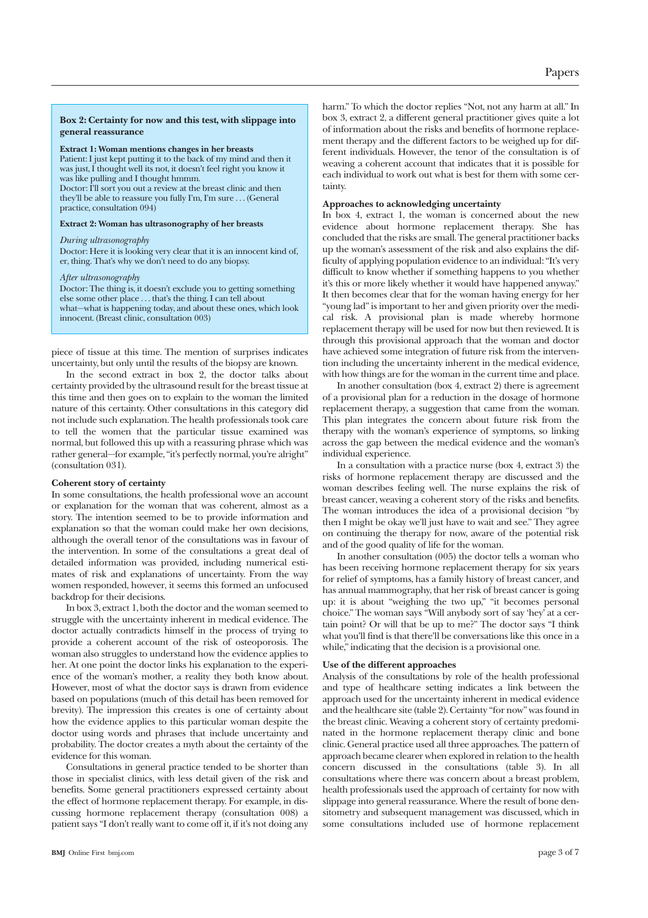**Box 2: Certainty for now and this test, with slippage into general reassurance**

**Extract 1: Woman mentions changes in her breasts**

Patient: I just kept putting it to the back of my mind and then it was just, I thought well its not, it doesn't feel right you know it was like pulling and I thought hmmm.

Doctor: I'll sort you out a review at the breast clinic and then they'll be able to reassure you fully I'm, I'm sure . . . (General practice, consultation 094)

**Extract 2: Woman has ultrasonography of her breasts**

*During ultrasonography*

Doctor: Here it is looking very clear that it is an innocent kind of, er, thing. That's why we don't need to do any biopsy.

*After ultrasonography*

Doctor: The thing is, it doesn't exclude you to getting something else some other place . . . that's the thing. I can tell about what—what is happening today, and about these ones, which look innocent. (Breast clinic, consultation 003)

piece of tissue at this time. The mention of surprises indicates uncertainty, but only until the results of the biopsy are known.

In the second extract in box 2, the doctor talks about certainty provided by the ultrasound result for the breast tissue at this time and then goes on to explain to the woman the limited nature of this certainty. Other consultations in this category did not include such explanation. The health professionals took care to tell the women that the particular tissue examined was normal, but followed this up with a reassuring phrase which was rather general—for example, "it's perfectly normal, you're alright" (consultation 031).

**Coherent story of certainty**

In some consultations, the health professional wove an account or explanation for the woman that was coherent, almost as a story. The intention seemed to be to provide information and explanation so that the woman could make her own decisions, although the overall tenor of the consultations was in favour of the intervention. In some of the consultations a great deal of detailed information was provided, including numerical estimates of risk and explanations of uncertainty. From the way women responded, however, it seems this formed an unfocused backdrop for their decisions.

In box 3, extract 1, both the doctor and the woman seemed to struggle with the uncertainty inherent in medical evidence. The doctor actually contradicts himself in the process of trying to provide a coherent account of the risk of osteoporosis. The woman also struggles to understand how the evidence applies to her. At one point the doctor links his explanation to the experience of the woman's mother, a reality they both know about. However, most of what the doctor says is drawn from evidence based on populations (much of this detail has been removed for brevity). The impression this creates is one of certainty about how the evidence applies to this particular woman despite the doctor using words and phrases that include uncertainty and probability. The doctor creates a myth about the certainty of the evidence for this woman.

Consultations in general practice tended to be shorter than those in specialist clinics, with less detail given of the risk and benefits. Some general practitioners expressed certainty about the effect of hormone replacement therapy. For example, in discussing hormone replacement therapy (consultation 008) a patient says "I don't really want to come off it, if it's not doing any harm." To which the doctor replies "Not, not any harm at all." In box 3, extract 2, a different general practitioner gives quite a lot of information about the risks and benefits of hormone replacement therapy and the different factors to be weighed up for different individuals. However, the tenor of the consultation is of weaving a coherent account that indicates that it is possible for each individual to work out what is best for them with some certainty.

**Approaches to acknowledging uncertainty**

In box 4, extract 1, the woman is concerned about the new evidence about hormone replacement therapy. She has concluded that the risks are small. The general practitioner backs up the woman's assessment of the risk and also explains the difficulty of applying population evidence to an individual: "It's very difficult to know whether if something happens to you whether it's this or more likely whether it would have happened anyway." It then becomes clear that for the woman having energy for her "young lad" is important to her and given priority over the medical risk. A provisional plan is made whereby hormone replacement therapy will be used for now but then reviewed. It is through this provisional approach that the woman and doctor have achieved some integration of future risk from the intervention including the uncertainty inherent in the medical evidence, with how things are for the woman in the current time and place.

In another consultation (box 4, extract 2) there is agreement of a provisional plan for a reduction in the dosage of hormone replacement therapy, a suggestion that came from the woman. This plan integrates the concern about future risk from the therapy with the woman's experience of symptoms, so linking across the gap between the medical evidence and the woman's individual experience.

In a consultation with a practice nurse (box 4, extract 3) the risks of hormone replacement therapy are discussed and the woman describes feeling well. The nurse explains the risk of breast cancer, weaving a coherent story of the risks and benefits. The woman introduces the idea of a provisional decision "by then I might be okay we'll just have to wait and see." They agree on continuing the therapy for now, aware of the potential risk and of the good quality of life for the woman.

In another consultation (005) the doctor tells a woman who has been receiving hormone replacement therapy for six years for relief of symptoms, has a family history of breast cancer, and has annual mammography, that her risk of breast cancer is going up: it is about "weighing the two up," "it becomes personal choice." The woman says "Will anybody sort of say 'hey' at a certain point? Or will that be up to me?" The doctor says "I think what you'll find is that there'll be conversations like this once in a while," indicating that the decision is a provisional one.

**Use of the different approaches**

Analysis of the consultations by role of the health professional and type of healthcare setting indicates a link between the approach used for the uncertainty inherent in medical evidence and the healthcare site (table 2). Certainty "for now" was found in the breast clinic. Weaving a coherent story of certainty predominated in the hormone replacement therapy clinic and bone clinic. General practice used all three approaches. The pattern of approach became clearer when explored in relation to the health concern discussed in the consultations (table 3). In all consultations where there was concern about a breast problem, health professionals used the approach of certainty for now with slippage into general reassurance. Where the result of bone densitometry and subsequent management was discussed, which in some consultations included use of hormone replacement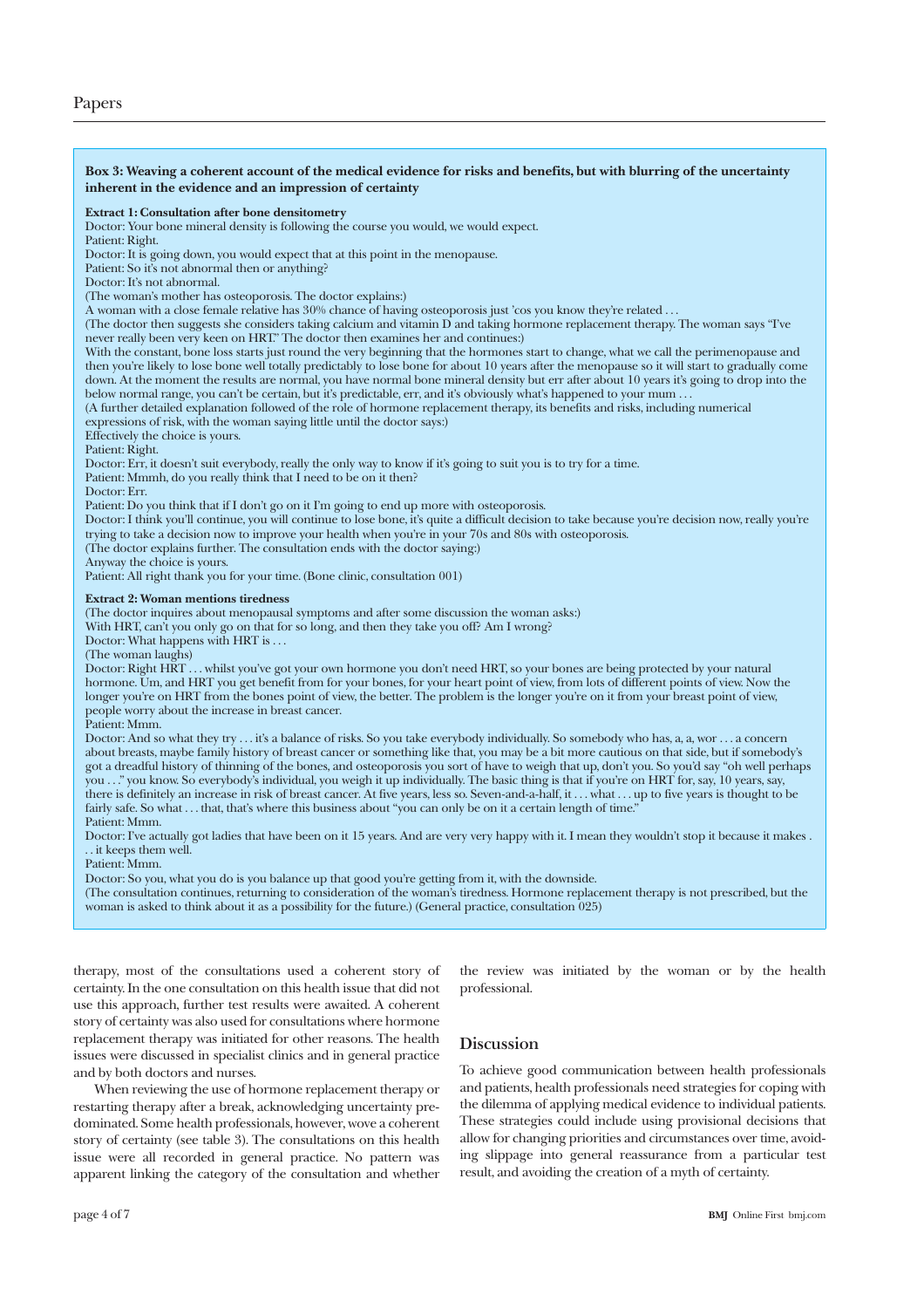**Box 3: Weaving a coherent account of the medical evidence for risks and benefits, but with blurring of the uncertainty inherent in the evidence and an impression of certainty**

**Extract 1: Consultation after bone densitometry**

Doctor: Your bone mineral density is following the course you would, we would expect.

Patient: Right.

Doctor: It is going down, you would expect that at this point in the menopause.

Patient: So it's not abnormal then or anything?

Doctor: It's not abnormal.

(The woman's mother has osteoporosis. The doctor explains:)

A woman with a close female relative has 30% chance of having osteoporosis just 'cos you know they're related . . .

(The doctor then suggests she considers taking calcium and vitamin D and taking hormone replacement therapy. The woman says "I've never really been very keen on HRT." The doctor then examines her and continues:)

With the constant, bone loss starts just round the very beginning that the hormones start to change, what we call the perimenopause and then you're likely to lose bone well totally predictably to lose bone for about 10 years after the menopause so it will start to gradually come down. At the moment the results are normal, you have normal bone mineral density but err after about 10 years it's going to drop into the below normal range, you can't be certain, but it's predictable, err, and it's obviously what's happened to your mum . . .

(A further detailed explanation followed of the role of hormone replacement therapy, its benefits and risks, including numerical expressions of risk, with the woman saying little until the doctor says:)

Effectively the choice is yours.

Patient: Right.

Doctor: Err, it doesn't suit everybody, really the only way to know if it's going to suit you is to try for a time.

Patient: Mmmh, do you really think that I need to be on it then?

Doctor: Err.

Patient: Do you think that if I don't go on it I'm going to end up more with osteoporosis.

Doctor: I think you'll continue, you will continue to lose bone, it's quite a difficult decision to take because you're decision now, really you're trying to take a decision now to improve your health when you're in your 70s and 80s with osteoporosis.

(The doctor explains further. The consultation ends with the doctor saying:)

Anyway the choice is yours.

Patient: All right thank you for your time. (Bone clinic, consultation 001)

**Extract 2: Woman mentions tiredness**

(The doctor inquires about menopausal symptoms and after some discussion the woman asks:)

With HRT, can't you only go on that for so long, and then they take you off? Am I wrong?

Doctor: What happens with HRT is . . .

(The woman laughs)

Doctor: Right HRT . . . whilst you've got your own hormone you don't need HRT, so your bones are being protected by your natural hormone. Um, and HRT you get benefit from for your bones, for your heart point of view, from lots of different points of view. Now the longer you're on HRT from the bones point of view, the better. The problem is the longer you're on it from your breast point of view, people worry about the increase in breast cancer.

Patient: Mmm.

Doctor: And so what they try . . . it's a balance of risks. So you take everybody individually. So somebody who has, a, a, wor . . . a concern about breasts, maybe family history of breast cancer or something like that, you may be a bit more cautious on that side, but if somebody's got a dreadful history of thinning of the bones, and osteoporosis you sort of have to weigh that up, don't you. So you'd say "oh well perhaps you . . ." you know. So everybody's individual, you weigh it up individually. The basic thing is that if you're on HRT for, say, 10 years, say, there is definitely an increase in risk of breast cancer. At five years, less so. Seven-and-a-half, it . . . what . . . up to five years is thought to be fairly safe. So what . . . that, that's where this business about "you can only be on it a certain length of time."

Patient: Mmm.

Doctor: I've actually got ladies that have been on it 15 years. And are very very happy with it. I mean they wouldn't stop it because it makes . . . it keeps them well.

Patient: Mmm.

Doctor: So you, what you do is you balance up that good you're getting from it, with the downside.

(The consultation continues, returning to consideration of the woman's tiredness. Hormone replacement therapy is not prescribed, but the woman is asked to think about it as a possibility for the future.) (General practice, consultation 025)

therapy, most of the consultations used a coherent story of certainty. In the one consultation on this health issue that did not use this approach, further test results were awaited. A coherent story of certainty was also used for consultations where hormone replacement therapy was initiated for other reasons. The health issues were discussed in specialist clinics and in general practice and by both doctors and nurses.

When reviewing the use of hormone replacement therapy or restarting therapy after a break, acknowledging uncertainty predominated. Some health professionals, however, wove a coherent story of certainty (see table 3). The consultations on this health issue were all recorded in general practice. No pattern was apparent linking the category of the consultation and whether the review was initiated by the woman or by the health professional.

## Discussion

To achieve good communication between health professionals and patients, health professionals need strategies for coping with the dilemma of applying medical evidence to individual patients. These strategies could include using provisional decisions that allow for changing priorities and circumstances over time, avoiding slippage into general reassurance from a particular test result, and avoiding the creation of a myth of certainty.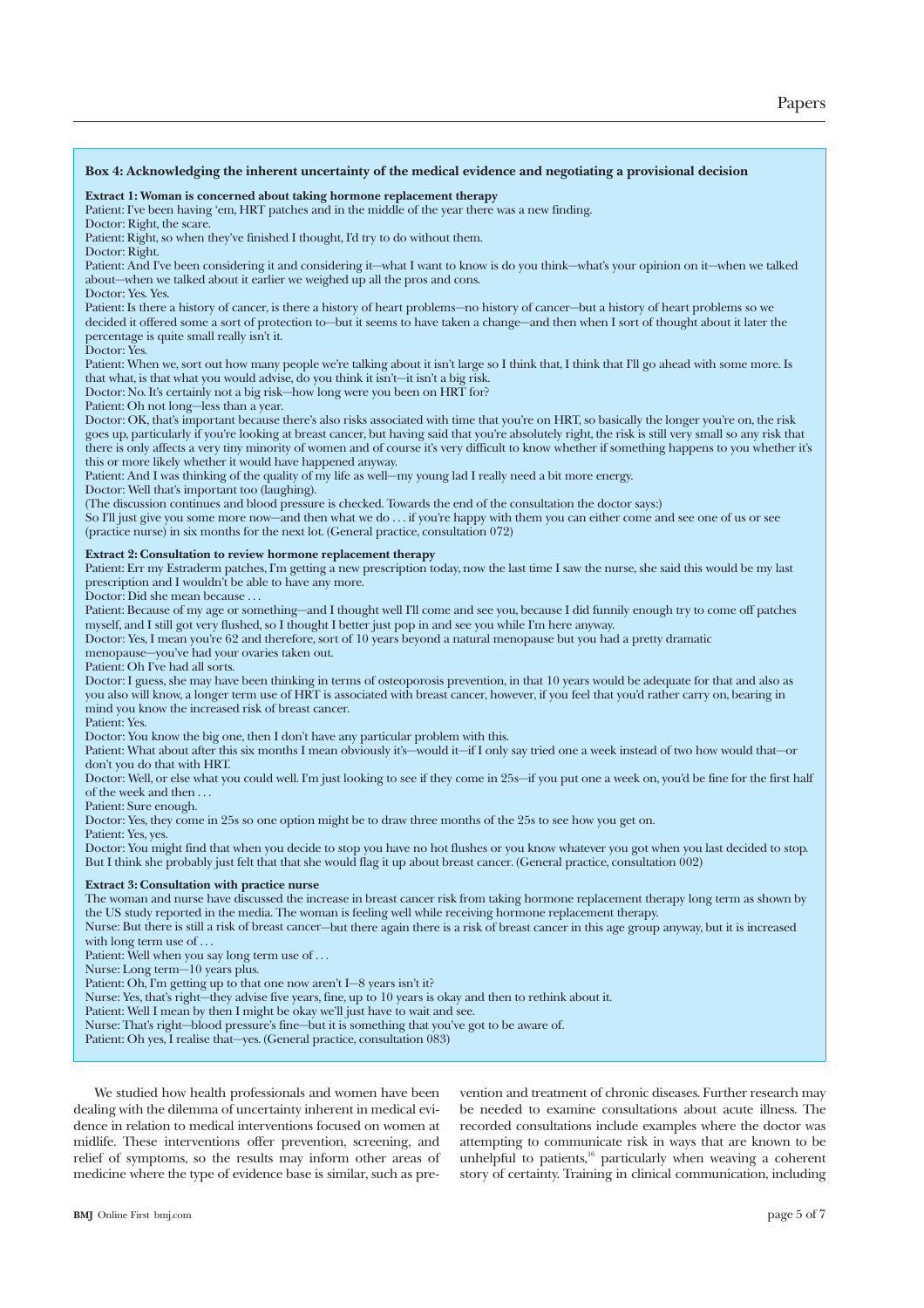### Box 4: Acknowledging the inherent uncertainty of the medical evidence and negotiating a provisional decision

**Extract 1: Woman is concerned about taking hormone replacement therapy**

Patient: I've been having 'em, HRT patches and in the middle of the year there was a new finding.

Doctor: Right, the scare.

Patient: Right, so when they've finished I thought, I'd try to do without them.

Doctor: Right.

Patient: And I've been considering it and considering it—what I want to know is do you think—what's your opinion on it—when we talked about—when we talked about it earlier we weighed up all the pros and cons.

Doctor: Yes. Yes.

Patient: Is there a history of cancer, is there a history of heart problems—no history of cancer—but a history of heart problems so we decided it offered some a sort of protection to—but it seems to have taken a change—and then when I sort of thought about it later the percentage is quite small really isn't it.

Doctor: Yes.

Patient: When we, sort out how many people we're talking about it isn't large so I think that, I think that I'll go ahead with some more. Is that what, is that what you would advise, do you think it isn't—it isn't a big risk.

Doctor: No. It's certainly not a big risk—how long were you been on HRT for?

Patient: Oh not long—less than a year.

Doctor: OK, that's important because there's also risks associated with time that you're on HRT, so basically the longer you're on, the risk goes up, particularly if you're looking at breast cancer, but having said that you're absolutely right, the risk is still very small so any risk that there is only affects a very tiny minority of women and of course it's very difficult to know whether if something happens to you whether it's this or more likely whether it would have happened anyway.

Patient: And I was thinking of the quality of my life as well—my young lad I really need a bit more energy.

Doctor: Well that's important too (laughing).

(The discussion continues and blood pressure is checked. Towards the end of the consultation the doctor says:)

So I'll just give you some more now—and then what we do . . . if you're happy with them you can either come and see one of us or see (practice nurse) in six months for the next lot. (General practice, consultation 072)

**Extract 2: Consultation to review hormone replacement therapy**

Patient: Err my Estraderm patches, I'm getting a new prescription today, now the last time I saw the nurse, she said this would be my last prescription and I wouldn't be able to have any more.

Doctor: Did she mean because . . .

Patient: Because of my age or something—and I thought well I'll come and see you, because I did funnily enough try to come off patches myself, and I still got very flushed, so I thought I better just pop in and see you while I'm here anyway.

Doctor: Yes, I mean you're 62 and therefore, sort of 10 years beyond a natural menopause but you had a pretty dramatic menopause—you've had your ovaries taken out.

Patient: Oh I've had all sorts.

Doctor: I guess, she may have been thinking in terms of osteoporosis prevention, in that 10 years would be adequate for that and also as you also will know, a longer term use of HRT is associated with breast cancer, however, if you feel that you'd rather carry on, bearing in mind you know the increased risk of breast cancer.

Patient: Yes.

Doctor: You know the big one, then I don't have any particular problem with this.

Patient: What about after this six months I mean obviously it's—would it—if I only say tried one a week instead of two how would that—or don't you do that with HRT.

Doctor: Well, or else what you could well. I'm just looking to see if they come in 25s—if you put one a week on, you'd be fine for the first half of the week and then . . .

Patient: Sure enough.

Doctor: Yes, they come in 25s so one option might be to draw three months of the 25s to see how you get on.

Patient: Yes, yes.

Doctor: You might find that when you decide to stop you have no hot flushes or you know whatever you got when you last decided to stop. But I think she probably just felt that that she would flag it up about breast cancer. (General practice, consultation 002)

**Extract 3: Consultation with practice nurse**

The woman and nurse have discussed the increase in breast cancer risk from taking hormone replacement therapy long term as shown by the US study reported in the media. The woman is feeling well while receiving hormone replacement therapy.

Nurse: But there is still a risk of breast cancer—but there again there is a risk of breast cancer in this age group anyway, but it is increased with long term use of . . .

Patient: Well when you say long term use of . . .

Nurse: Long term—10 years plus.

Patient: Oh, I'm getting up to that one now aren't I—8 years isn't it?

Nurse: Yes, that's right—they advise five years, fine, up to 10 years is okay and then to rethink about it.

Patient: Well I mean by then I might be okay we'll just have to wait and see.

Nurse: That's right—blood pressure's fine—but it is something that you've got to be aware of.

Patient: Oh yes, I realise that—yes. (General practice, consultation 083)

---

We studied how health professionals and women have been dealing with the dilemma of uncertainty inherent in medical evidence in relation to medical interventions focused on women at midlife. These interventions offer prevention, screening, and relief of symptoms, so the results may inform other areas of medicine where the type of evidence base is similar, such as prevention and treatment of chronic diseases. Further research may be needed to examine consultations about acute illness. The recorded consultations include examples where the doctor was attempting to communicate risk in ways that are known to be unhelpful to patients,[16] particularly when weaving a coherent story of certainty. Training in clinical communication, including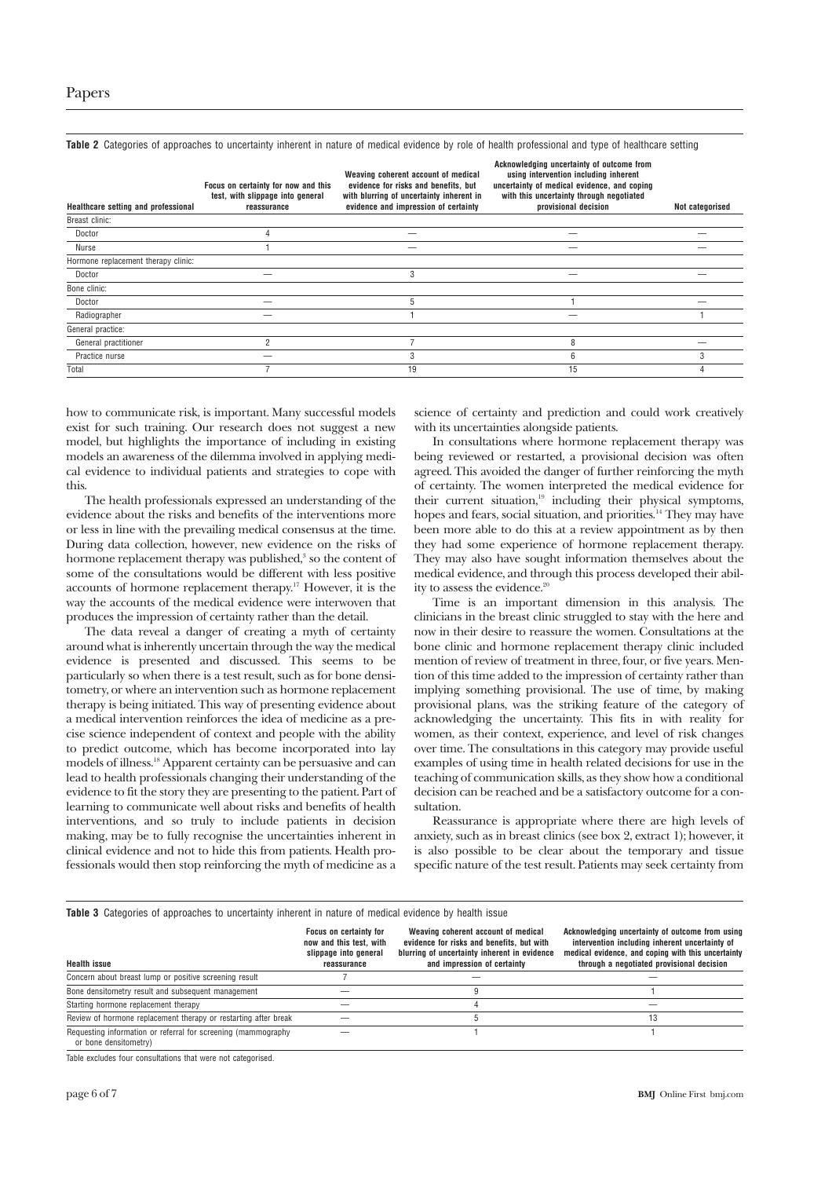**Table 2** Categories of approaches to uncertainty inherent in nature of medical evidence by role of health professional and type of healthcare setting

| Healthcare setting and professional | Focus on certainty for now and this test, with slippage into general reassurance | Weaving coherent account of medical evidence for risks and benefits, but with blurring of uncertainty inherent in evidence and impression of certainty | Acknowledging uncertainty of outcome from using intervention including inherent uncertainty of medical evidence, and coping with this uncertainty through negotiated provisional decision | Not categorised |
|---|---|---|---|---|
| Breast clinic: | | | | |
| Doctor | 4 | — | — | — |
| Nurse | 1 | — | — | — |
| Hormone replacement therapy clinic: | | | | |
| Doctor | — | 3 | — | — |
| Bone clinic: | | | | |
| Doctor | — | 5 | 1 | — |
| Radiographer | — | 1 | — | 1 |
| General practice: | | | | |
| General practitioner | 2 | 7 | 8 | — |
| Practice nurse | — | 3 | 6 | 3 |
| Total | 7 | 19 | 15 | 4 |

how to communicate risk, is important. Many successful models exist for such training. Our research does not suggest a new model, but highlights the importance of including in existing models an awareness of the dilemma involved in applying medical evidence to individual patients and strategies to cope with this.

The health professionals expressed an understanding of the evidence about the risks and benefits of the interventions more or less in line with the prevailing medical consensus at the time. During data collection, however, new evidence on the risks of hormone replacement therapy was published,[3] so the content of some of the consultations would be different with less positive accounts of hormone replacement therapy.[17] However, it is the way the accounts of the medical evidence were interwoven that produces the impression of certainty rather than the detail.

The data reveal a danger of creating a myth of certainty around what is inherently uncertain through the way the medical evidence is presented and discussed. This seems to be particularly so when there is a test result, such as for bone densitometry, or where an intervention such as hormone replacement therapy is being initiated. This way of presenting evidence about a medical intervention reinforces the idea of medicine as a precise science independent of context and people with the ability to predict outcome, which has become incorporated into lay models of illness.[18] Apparent certainty can be persuasive and can lead to health professionals changing their understanding of the evidence to fit the story they are presenting to the patient. Part of learning to communicate well about risks and benefits of health interventions, and so truly to include patients in decision making, may be to fully recognise the uncertainties inherent in clinical evidence and not to hide this from patients. Health professionals would then stop reinforcing the myth of medicine as a science of certainty and prediction and could work creatively with its uncertainties alongside patients.

In consultations where hormone replacement therapy was being reviewed or restarted, a provisional decision was often agreed. This avoided the danger of further reinforcing the myth of certainty. The women interpreted the medical evidence for their current situation,[19] including their physical symptoms, hopes and fears, social situation, and priorities.[14] They may have been more able to do this at a review appointment as by then they had some experience of hormone replacement therapy. They may also have sought information themselves about the medical evidence, and through this process developed their ability to assess the evidence.[20]

Time is an important dimension in this analysis. The clinicians in the breast clinic struggled to stay with the here and now in their desire to reassure the women. Consultations at the bone clinic and hormone replacement therapy clinic included mention of review of treatment in three, four, or five years. Mention of this time added to the impression of certainty rather than implying something provisional. The use of time, by making provisional plans, was the striking feature of the category of acknowledging the uncertainty. This fits in with reality for women, as their context, experience, and level of risk changes over time. The consultations in this category may provide useful examples of using time in health related decisions for use in the teaching of communication skills, as they show how a conditional decision can be reached and be a satisfactory outcome for a consultation.

Reassurance is appropriate where there are high levels of anxiety, such as in breast clinics (see box 2, extract 1); however, it is also possible to be clear about the temporary and tissue specific nature of the test result. Patients may seek certainty from

**Table 3** Categories of approaches to uncertainty inherent in nature of medical evidence by health issue

| Health issue | Focus on certainty for now and this test, with slippage into general reassurance | Weaving coherent account of medical evidence for risks and benefits, but with blurring of uncertainty inherent in evidence and impression of certainty | Acknowledging uncertainty of outcome from using intervention including inherent uncertainty of medical evidence, and coping with this uncertainty through a negotiated provisional decision |
|---|---|---|---|
| Concern about breast lump or positive screening result | 7 | — | — |
| Bone densitometry result and subsequent management | — | 9 | 1 |
| Starting hormone replacement therapy | — | 4 | — |
| Review of hormone replacement therapy or restarting after break | — | 5 | 13 |
| Requesting information or referral for screening (mammography or bone densitometry) | — | 1 | 1 |

Table excludes four consultations that were not categorised.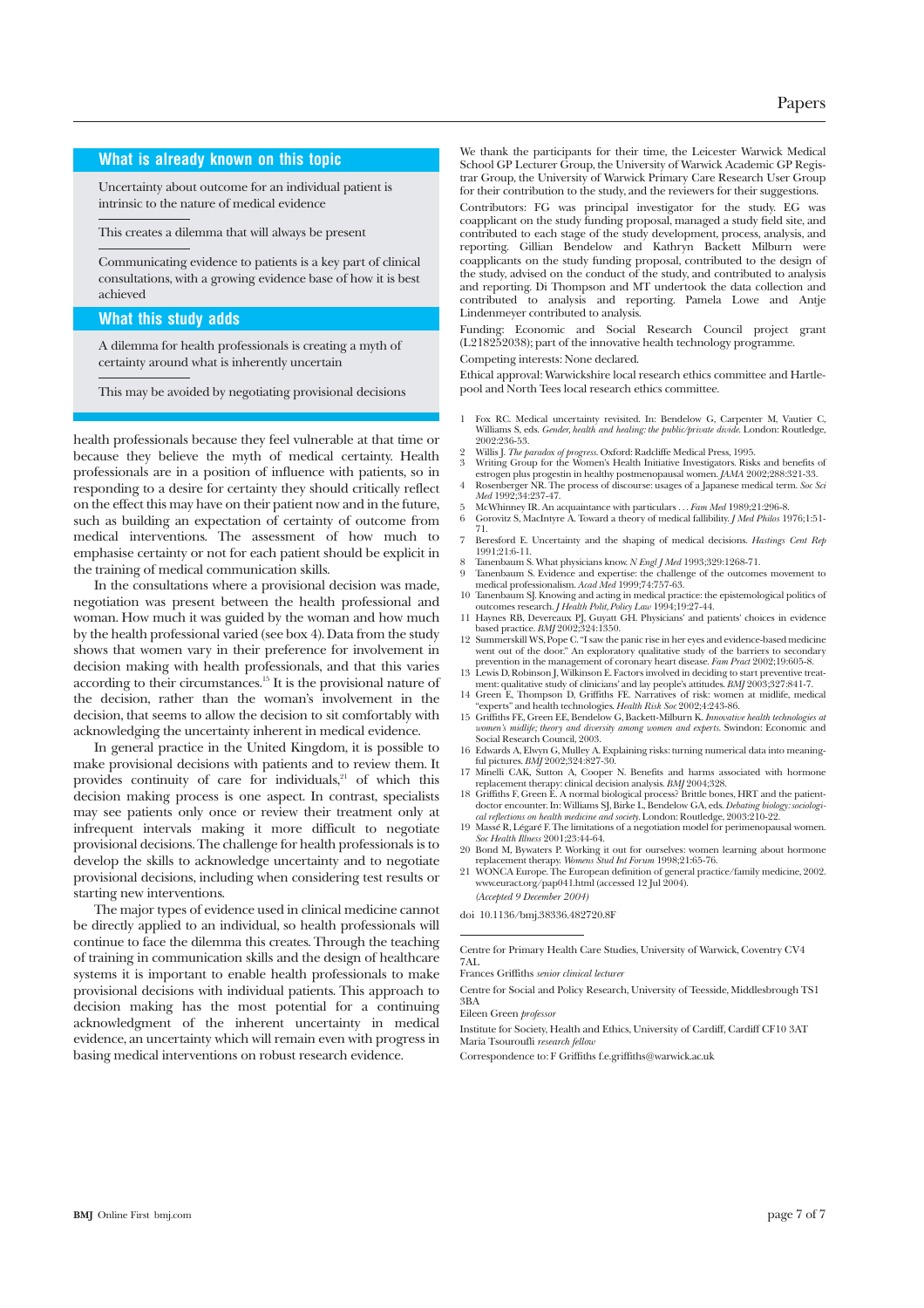## What is already known on this topic

Uncertainty about outcome for an individual patient is intrinsic to the nature of medical evidence

This creates a dilemma that will always be present

Communicating evidence to patients is a key part of clinical consultations, with a growing evidence base of how it is best achieved

## What this study adds

A dilemma for health professionals is creating a myth of certainty around what is inherently uncertain

This may be avoided by negotiating provisional decisions

health professionals because they feel vulnerable at that time or because they believe the myth of medical certainty. Health professionals are in a position of influence with patients, so in responding to a desire for certainty they should critically reflect on the effect this may have on their patient now and in the future, such as building an expectation of certainty of outcome from medical interventions. The assessment of how much to emphasise certainty or not for each patient should be explicit in the training of medical communication skills.

In the consultations where a provisional decision was made, negotiation was present between the health professional and woman. How much it was guided by the woman and how much by the health professional varied (see box 4). Data from the study shows that women vary in their preference for involvement in decision making with health professionals, and that this varies according to their circumstances.[15] It is the provisional nature of the decision, rather than the woman's involvement in the decision, that seems to allow the decision to sit comfortably with acknowledging the uncertainty inherent in medical evidence.

In general practice in the United Kingdom, it is possible to make provisional decisions with patients and to review them. It provides continuity of care for individuals,[21] of which this decision making process is one aspect. In contrast, specialists may see patients only once or review their treatment only at infrequent intervals making it more difficult to negotiate provisional decisions. The challenge for health professionals is to develop the skills to acknowledge uncertainty and to negotiate provisional decisions, including when considering test results or starting new interventions.

The major types of evidence used in clinical medicine cannot be directly applied to an individual, so health professionals will continue to face the dilemma this creates. Through the teaching of training in communication skills and the design of healthcare systems it is important to enable health professionals to make provisional decisions with individual patients. This approach to decision making has the most potential for a continuing acknowledgment of the inherent uncertainty in medical evidence, an uncertainty which will remain even with progress in basing medical interventions on robust research evidence.

We thank the participants for their time, the Leicester Warwick Medical School GP Lecturer Group, the University of Warwick Academic GP Registrar Group, the University of Warwick Primary Care Research User Group for their contribution to the study, and the reviewers for their suggestions.

Contributors: FG was principal investigator for the study. EG was coapplicant on the study funding proposal, managed a study field site, and contributed to each stage of the study development, process, analysis, and reporting. Gillian Bendelow and Kathryn Backett Milburn were coapplicants on the study funding proposal, contributed to the design of the study, advised on the conduct of the study, and contributed to analysis and reporting. Di Thompson and MT undertook the data collection and contributed to analysis and reporting. Pamela Lowe and Antje Lindenmeyer contributed to analysis.

Funding: Economic and Social Research Council project grant (L218252038); part of the innovative health technology programme.

Competing interests: None declared.

Ethical approval: Warwickshire local research ethics committee and Hartlepool and North Tees local research ethics committee.

1. Fox RC. Medical uncertainty revisited. In: Bendelow G, Carpenter M, Vautier C, Williams S, eds. *Gender, health and healing: the public/private divide.* London: Routledge, 2002:236-53.
2. Willis J. *The paradox of progress.* Oxford: Radcliffe Medical Press, 1995.
3. Writing Group for the Women's Health Initiative Investigators. Risks and benefits of estrogen plus progestin in healthy postmenopausal women. *JAMA* 2002;288:321-33.
4. Rosenberger NR. The process of discourse: usages of a Japanese medical term. *Soc Sci Med* 1992;34:237-47.
5. McWhinney IR. An acquaintance with particulars . . . *Fam Med* 1989;21:296-8.
6. Gorovitz S, MacIntyre A. Toward a theory of medical fallibility. *J Med Philos* 1976;1:51-71.
7. Beresford E. Uncertainty and the shaping of medical decisions. *Hastings Cent Rep* 1991;21:6-11.
8. Tanenbaum S. What physicians know. *N Engl J Med* 1993;329:1268-71.
9. Tanenbaum S. Evidence and expertise: the challenge of the outcomes movement to medical professionalism. *Acad Med* 1999;74:757-63.
10. Tanenbaum SJ. Knowing and acting in medical practice: the epistemological politics of outcomes research. *J Health Polit, Policy Law* 1994;19:27-44.
11. Haynes RB, Devereaux PJ, Guyatt GH. Physicians' and patients' choices in evidence based practice. *BMJ* 2002;324:1350.
12. Summerskill WS, Pope C. "I saw the panic rise in her eyes and evidence-based medicine went out of the door." An exploratory qualitative study of the barriers to secondary prevention in the management of coronary heart disease. *Fam Pract* 2002;19:605-8.
13. Lewis D, Robinson J, Wilkinson E. Factors involved in deciding to start preventive treatment: qualitative study of clinicians' and lay people's attitudes. *BMJ* 2003;327:841-7.
14. Green E, Thompson D, Griffiths FE. Narratives of risk: women at midlife, medical "experts" and health technologies. *Health Risk Soc* 2002;4:243-86.
15. Griffiths FE, Green EE, Bendelow G, Backett-Milburn K. *Innovative health technologies at women's midlife; theory and diversity among women and experts.* Swindon: Economic and Social Research Council, 2003.
16. Edwards A, Elwyn G, Mulley A. Explaining risks: turning numerical data into meaningful pictures. *BMJ* 2002;324:827-30.
17. Minelli CAK, Sutton A, Cooper N. Benefits and harms associated with hormone replacement therapy: clinical decision analysis. *BMJ* 2004;328.
18. Griffiths F, Green E. A normal biological process? Brittle bones, HRT and the patient-doctor encounter. In: Williams SJ, Birke L, Bendelow GA, eds. *Debating biology: sociological reflections on health medicine and society.* London: Routledge, 2003:210-22.
19. Massé R, Légaré F. The limitations of a negotiation model for perimenopausal women. *Soc Health Illness* 2001;23:44-64.
20. Bond M, Bywaters P. Working it out for ourselves: women learning about hormone replacement therapy. *Womens Stud Int Forum* 1998;21:65-76.
21. WONCA Europe. The European definition of general practice/family medicine, 2002. www.euract.org/pap041.html (accessed 12 Jul 2004).

*(Accepted 9 December 2004)*

doi 10.1136/bmj.38336.482720.8F

Centre for Primary Health Care Studies, University of Warwick, Coventry CV4 7AL
Frances Griffiths *senior clinical lecturer*

Centre for Social and Policy Research, University of Teesside, Middlesbrough TS1 3BA
Eileen Green *professor*

Institute for Society, Health and Ethics, University of Cardiff, Cardiff CF10 3AT
Maria Tsouroufli *research fellow*

Correspondence to: F Griffiths f.e.griffiths@warwick.ac.uk